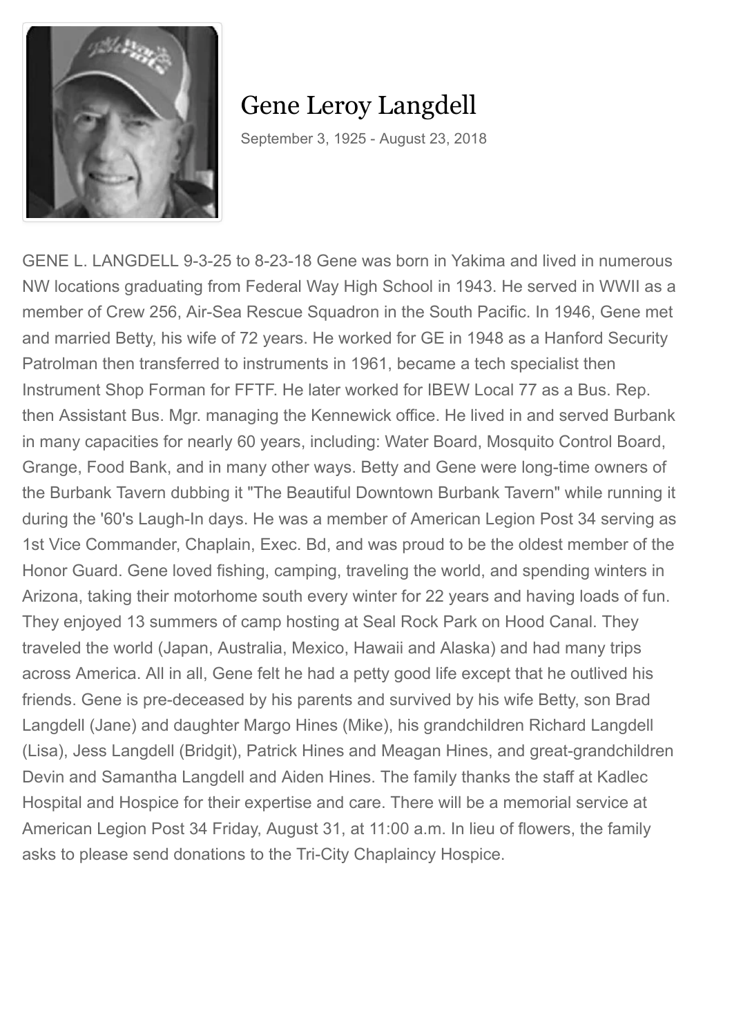# Gene Leroy Langdell

September 3, 1925 - August 23, 2018

GENE L. LANGDELL 9-3-25 to 8-23-18 Gene was born in Yakima and lived in numerous NW locations graduating from Federal Way High School in 1943. He served in WWII as a member of Crew 256, Air-Sea Rescue Squadron in the South Pacific. In 1946, Gene met and married Betty, his wife of 72 years. He worked for GE in 1948 as a Hanford Security Patrolman then transferred to instruments in 1961, became a tech specialist then Instrument Shop Forman for FFTF. He later worked for IBEW Local 77 as a Bus. Rep. then Assistant Bus. Mgr. managing the Kennewick office. He lived in and served Burbank in many capacities for nearly 60 years, including: Water Board, Mosquito Control Board, Grange, Food Bank, and in many other ways. Betty and Gene were long-time owners of the Burbank Tavern dubbing it "The Beautiful Downtown Burbank Tavern" while running it during the '60's Laugh-In days. He was a member of American Legion Post 34 serving as 1st Vice Commander, Chaplain, Exec. Bd, and was proud to be the oldest member of the Honor Guard. Gene loved fishing, camping, traveling the world, and spending winters in Arizona, taking their motorhome south every winter for 22 years and having loads of fun. They enjoyed 13 summers of camp hosting at Seal Rock Park on Hood Canal. They traveled the world (Japan, Australia, Mexico, Hawaii and Alaska) and had many trips across America. All in all, Gene felt he had a petty good life except that he outlived his friends. Gene is pre-deceased by his parents and survived by his wife Betty, son Brad Langdell (Jane) and daughter Margo Hines (Mike), his grandchildren Richard Langdell (Lisa), Jess Langdell (Bridgit), Patrick Hines and Meagan Hines, and great-grandchildren Devin and Samantha Langdell and Aiden Hines. The family thanks the staff at Kadlec Hospital and Hospice for their expertise and care. There will be a memorial service at American Legion Post 34 Friday, August 31, at 11:00 a.m. In lieu of flowers, the family asks to please send donations to the Tri-City Chaplaincy Hospice.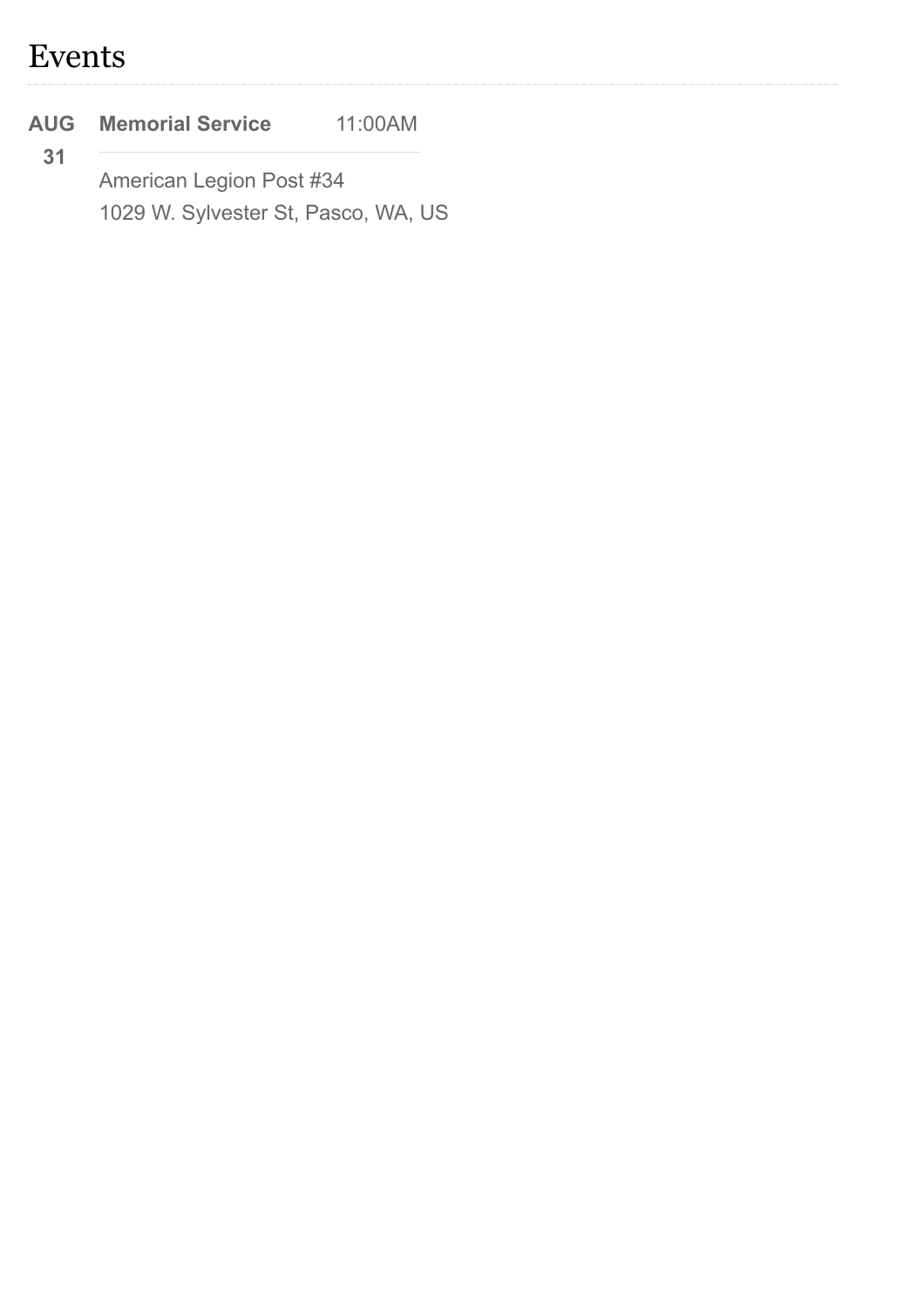# Events

**AUG 31** **Memorial Service** 11:00AM

American Legion Post #34
1029 W. Sylvester St, Pasco, WA, US